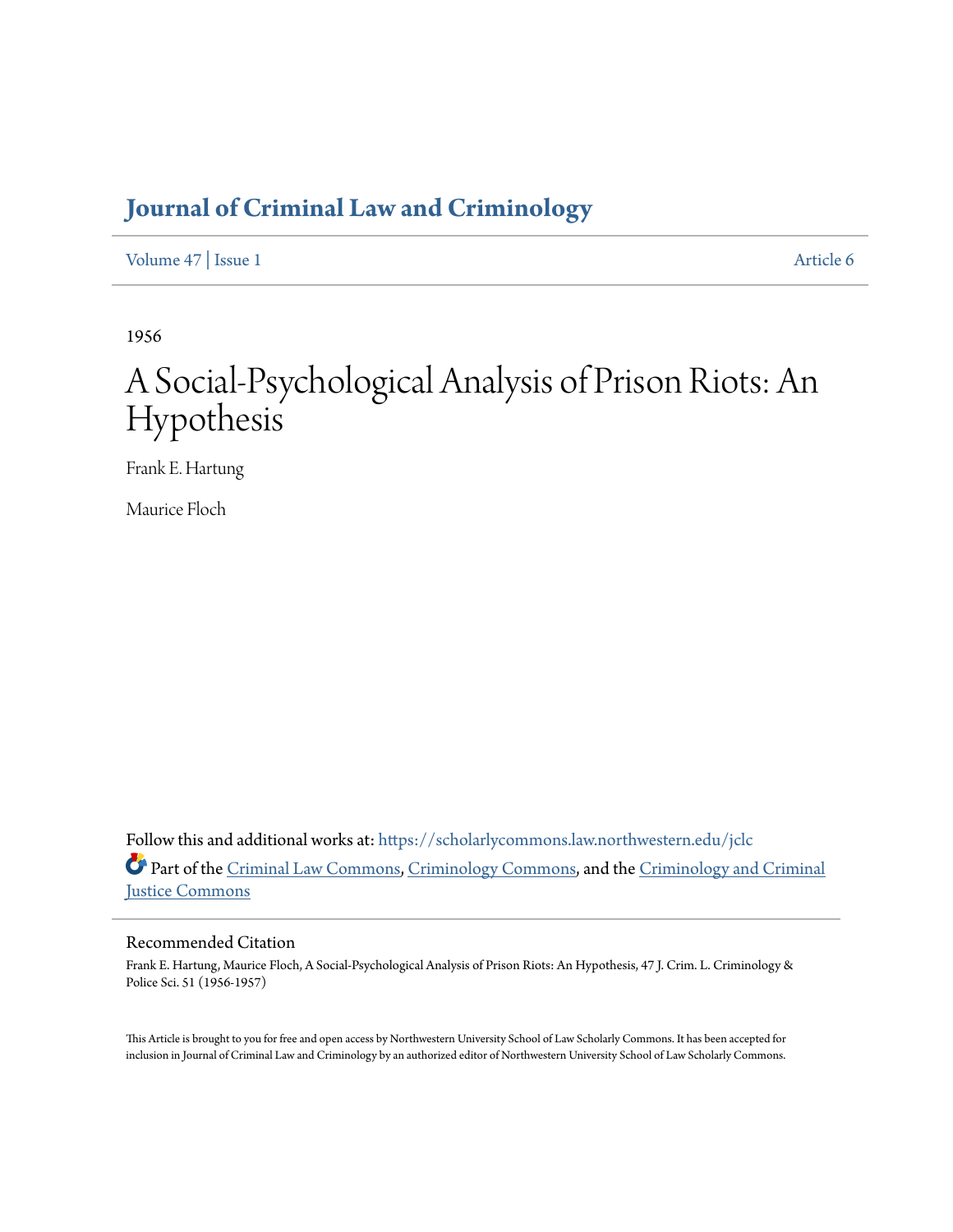# Journal of Criminal Law and Criminology

Volume 47 | Issue 1 Article 6

1956

# A Social-Psychological Analysis of Prison Riots: An Hypothesis

Frank E. Hartung

Maurice Floch

Follow this and additional works at: https://scholarlycommons.law.northwestern.edu/jclc

Part of the Criminal Law Commons, Criminology Commons, and the Criminology and Criminal Justice Commons

## Recommended Citation

Frank E. Hartung, Maurice Floch, A Social-Psychological Analysis of Prison Riots: An Hypothesis, 47 J. Crim. L. Criminology & Police Sci. 51 (1956-1957)

This Article is brought to you for free and open access by Northwestern University School of Law Scholarly Commons. It has been accepted for inclusion in Journal of Criminal Law and Criminology by an authorized editor of Northwestern University School of Law Scholarly Commons.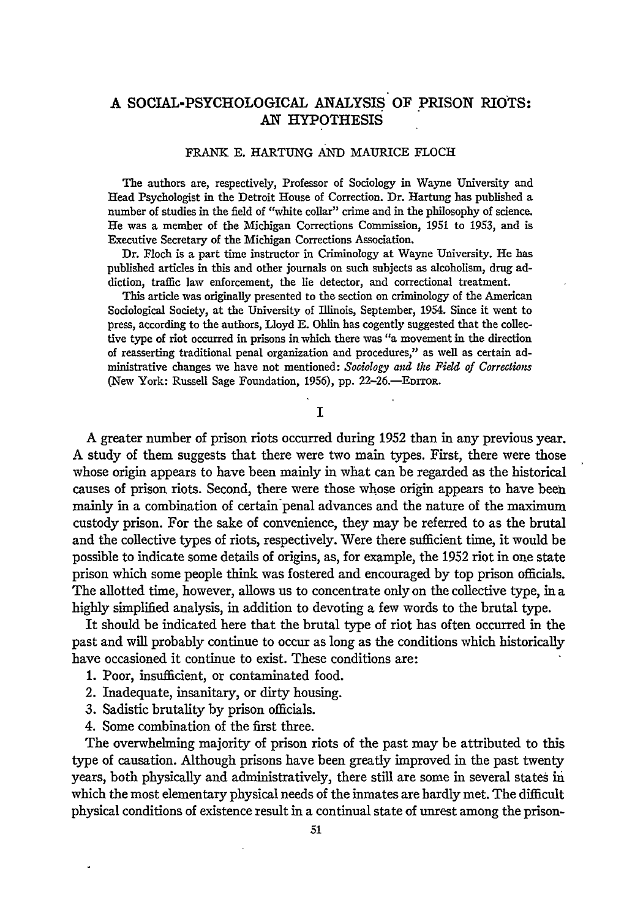# A SOCIAL-PSYCHOLOGICAL ANALYSIS OF PRISON RIOTS: AN HYPOTHESIS

FRANK E. HARTUNG AND MAURICE FLOCH

The authors are, respectively, Professor of Sociology in Wayne University and Head Psychologist in the Detroit House of Correction. Dr. Hartung has published a number of studies in the field of "white collar" crime and in the philosophy of science. He was a member of the Michigan Corrections Commission, 1951 to 1953, and is Executive Secretary of the Michigan Corrections Association.

Dr. Floch is a part time instructor in Criminology at Wayne University. He has published articles in this and other journals on such subjects as alcoholism, drug addiction, traffic law enforcement, the lie detector, and correctional treatment.

This article was originally presented to the section on criminology of the American Sociological Society, at the University of Illinois, September, 1954. Since it went to press, according to the authors, Lloyd E. Ohlin has cogently suggested that the collective type of riot occurred in prisons in which there was "a movement in the direction of reasserting traditional penal organization and procedures," as well as certain administrative changes we have not mentioned: *Sociology and the Field of Corrections* (New York: Russell Sage Foundation, 1956), pp. 22–26.—EDITOR.

## I

A greater number of prison riots occurred during 1952 than in any previous year. A study of them suggests that there were two main types. First, there were those whose origin appears to have been mainly in what can be regarded as the historical causes of prison riots. Second, there were those whose origin appears to have been mainly in a combination of certain penal advances and the nature of the maximum custody prison. For the sake of convenience, they may be referred to as the brutal and the collective types of riots, respectively. Were there sufficient time, it would be possible to indicate some details of origins, as, for example, the 1952 riot in one state prison which some people think was fostered and encouraged by top prison officials. The allotted time, however, allows us to concentrate only on the collective type, in a highly simplified analysis, in addition to devoting a few words to the brutal type.

It should be indicated here that the brutal type of riot has often occurred in the past and will probably continue to occur as long as the conditions which historically have occasioned it continue to exist. These conditions are:

1. Poor, insufficient, or contaminated food.
2. Inadequate, insanitary, or dirty housing.
3. Sadistic brutality by prison officials.
4. Some combination of the first three.

The overwhelming majority of prison riots of the past may be attributed to this type of causation. Although prisons have been greatly improved in the past twenty years, both physically and administratively, there still are some in several states in which the most elementary physical needs of the inmates are hardly met. The difficult physical conditions of existence result in a continual state of unrest among the prison-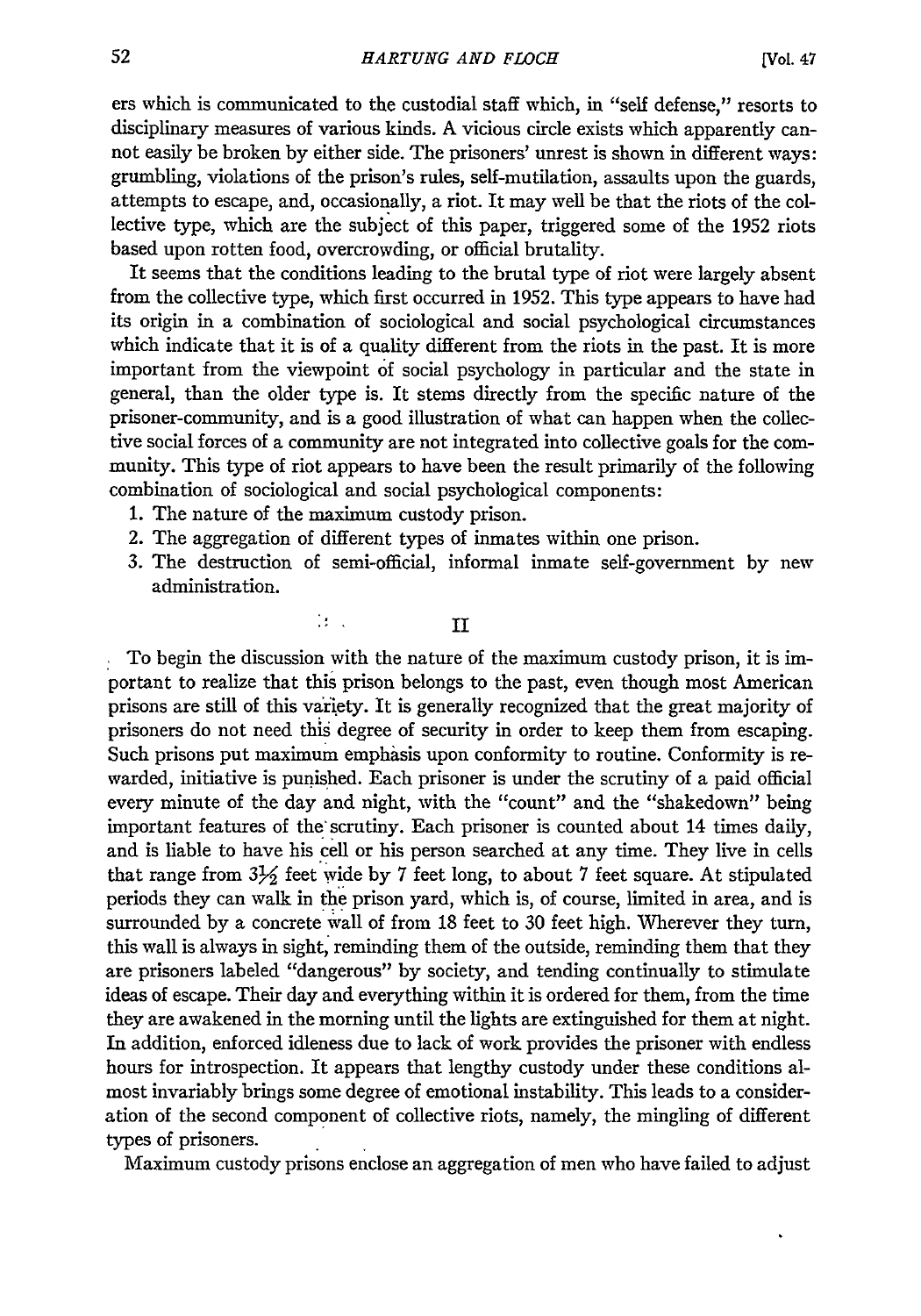ers which is communicated to the custodial staff which, in "self defense," resorts to disciplinary measures of various kinds. A vicious circle exists which apparently cannot easily be broken by either side. The prisoners' unrest is shown in different ways: grumbling, violations of the prison's rules, self-mutilation, assaults upon the guards, attempts to escape, and, occasionally, a riot. It may well be that the riots of the collective type, which are the subject of this paper, triggered some of the 1952 riots based upon rotten food, overcrowding, or official brutality.

It seems that the conditions leading to the brutal type of riot were largely absent from the collective type, which first occurred in 1952. This type appears to have had its origin in a combination of sociological and social psychological circumstances which indicate that it is of a quality different from the riots in the past. It is more important from the viewpoint of social psychology in particular and the state in general, than the older type is. It stems directly from the specific nature of the prisoner-community, and is a good illustration of what can happen when the collective social forces of a community are not integrated into collective goals for the community. This type of riot appears to have been the result primarily of the following combination of sociological and social psychological components:

1. The nature of the maximum custody prison.
2. The aggregation of different types of inmates within one prison.
3. The destruction of semi-official, informal inmate self-government by new administration.

## II

To begin the discussion with the nature of the maximum custody prison, it is important to realize that this prison belongs to the past, even though most American prisons are still of this variety. It is generally recognized that the great majority of prisoners do not need this degree of security in order to keep them from escaping. Such prisons put maximum emphasis upon conformity to routine. Conformity is rewarded, initiative is punished. Each prisoner is under the scrutiny of a paid official every minute of the day and night, with the "count" and the "shakedown" being important features of the scrutiny. Each prisoner is counted about 14 times daily, and is liable to have his cell or his person searched at any time. They live in cells that range from 3½ feet wide by 7 feet long, to about 7 feet square. At stipulated periods they can walk in the prison yard, which is, of course, limited in area, and is surrounded by a concrete wall of from 18 feet to 30 feet high. Wherever they turn, this wall is always in sight, reminding them of the outside, reminding them that they are prisoners labeled "dangerous" by society, and tending continually to stimulate ideas of escape. Their day and everything within it is ordered for them, from the time they are awakened in the morning until the lights are extinguished for them at night. In addition, enforced idleness due to lack of work provides the prisoner with endless hours for introspection. It appears that lengthy custody under these conditions almost invariably brings some degree of emotional instability. This leads to a consideration of the second component of collective riots, namely, the mingling of different types of prisoners.

Maximum custody prisons enclose an aggregation of men who have failed to adjust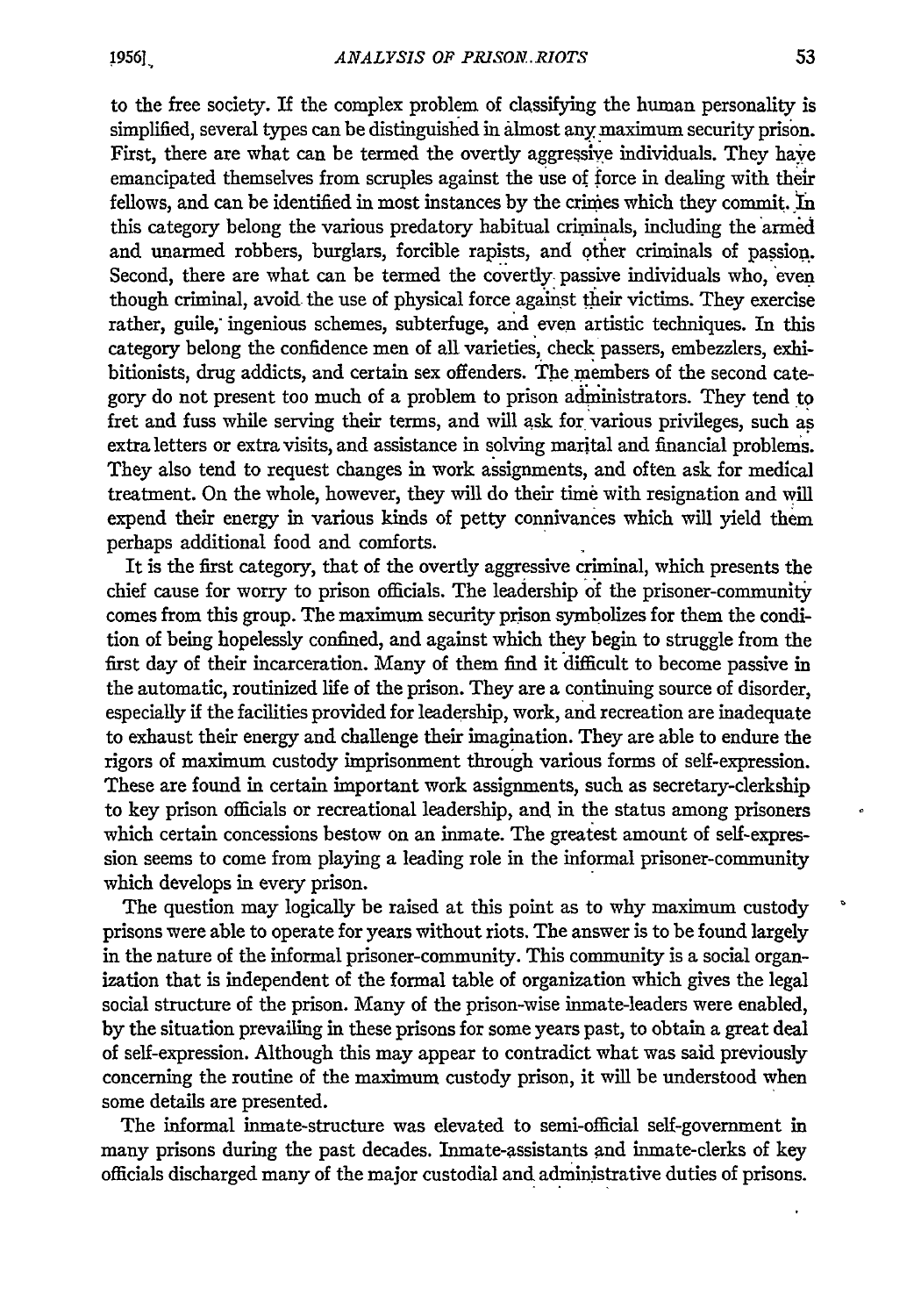to the free society. If the complex problem of classifying the human personality is simplified, several types can be distinguished in almost any maximum security prison. First, there are what can be termed the overtly aggressive individuals. They have emancipated themselves from scruples against the use of force in dealing with their fellows, and can be identified in most instances by the crimes which they commit. In this category belong the various predatory habitual criminals, including the armed and unarmed robbers, burglars, forcible rapists, and other criminals of passion. Second, there are what can be termed the covertly passive individuals who, even though criminal, avoid the use of physical force against their victims. They exercise rather, guile, ingenious schemes, subterfuge, and even artistic techniques. In this category belong the confidence men of all varieties, check passers, embezzlers, exhibitionists, drug addicts, and certain sex offenders. The members of the second category do not present too much of a problem to prison administrators. They tend to fret and fuss while serving their terms, and will ask for various privileges, such as extra letters or extra visits, and assistance in solving marital and financial problems. They also tend to request changes in work assignments, and often ask for medical treatment. On the whole, however, they will do their time with resignation and will expend their energy in various kinds of petty connivances which will yield them perhaps additional food and comforts.

It is the first category, that of the overtly aggressive criminal, which presents the chief cause for worry to prison officials. The leadership of the prisoner-community comes from this group. The maximum security prison symbolizes for them the condition of being hopelessly confined, and against which they begin to struggle from the first day of their incarceration. Many of them find it difficult to become passive in the automatic, routinized life of the prison. They are a continuing source of disorder, especially if the facilities provided for leadership, work, and recreation are inadequate to exhaust their energy and challenge their imagination. They are able to endure the rigors of maximum custody imprisonment through various forms of self-expression. These are found in certain important work assignments, such as secretary-clerkship to key prison officials or recreational leadership, and in the status among prisoners which certain concessions bestow on an inmate. The greatest amount of self-expression seems to come from playing a leading role in the informal prisoner-community which develops in every prison.

The question may logically be raised at this point as to why maximum custody prisons were able to operate for years without riots. The answer is to be found largely in the nature of the informal prisoner-community. This community is a social organization that is independent of the formal table of organization which gives the legal social structure of the prison. Many of the prison-wise inmate-leaders were enabled, by the situation prevailing in these prisons for some years past, to obtain a great deal of self-expression. Although this may appear to contradict what was said previously concerning the routine of the maximum custody prison, it will be understood when some details are presented.

The informal inmate-structure was elevated to semi-official self-government in many prisons during the past decades. Inmate-assistants and inmate-clerks of key officials discharged many of the major custodial and administrative duties of prisons.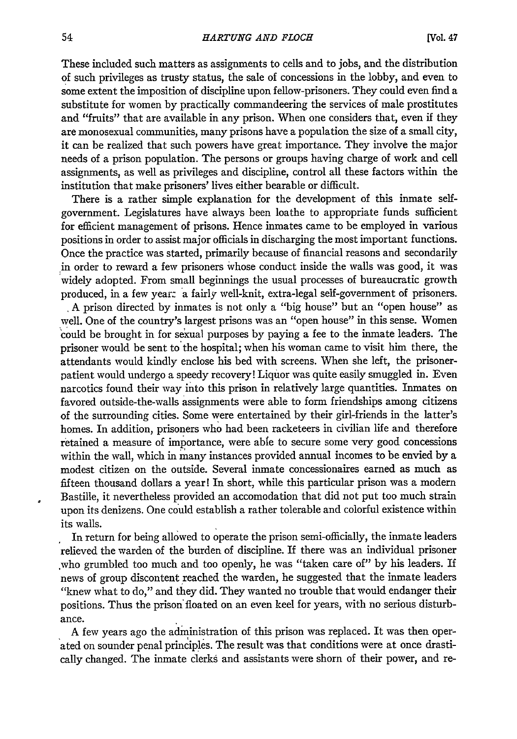These included such matters as assignments to cells and to jobs, and the distribution of such privileges as trusty status, the sale of concessions in the lobby, and even to some extent the imposition of discipline upon fellow-prisoners. They could even find a substitute for women by practically commandeering the services of male prostitutes and "fruits" that are available in any prison. When one considers that, even if they are monosexual communities, many prisons have a population the size of a small city, it can be realized that such powers have great importance. They involve the major needs of a prison population. The persons or groups having charge of work and cell assignments, as well as privileges and discipline, control all these factors within the institution that make prisoners' lives either bearable or difficult.

There is a rather simple explanation for the development of this inmate self-government. Legislatures have always been loathe to appropriate funds sufficient for efficient management of prisons. Hence inmates came to be employed in various positions in order to assist major officials in discharging the most important functions. Once the practice was started, primarily because of financial reasons and secondarily in order to reward a few prisoners whose conduct inside the walls was good, it was widely adopted. From small beginnings the usual processes of bureaucratic growth produced, in a few years a fairly well-knit, extra-legal self-government of prisoners.

A prison directed by inmates is not only a "big house" but an "open house" as well. One of the country's largest prisons was an "open house" in this sense. Women could be brought in for sexual purposes by paying a fee to the inmate leaders. The prisoner would be sent to the hospital; when his woman came to visit him there, the attendants would kindly enclose his bed with screens. When she left, the prisoner-patient would undergo a speedy recovery! Liquor was quite easily smuggled in. Even narcotics found their way into this prison in relatively large quantities. Inmates on favored outside-the-walls assignments were able to form friendships among citizens of the surrounding cities. Some were entertained by their girl-friends in the latter's homes. In addition, prisoners who had been racketeers in civilian life and therefore retained a measure of importance, were able to secure some very good concessions within the wall, which in many instances provided annual incomes to be envied by a modest citizen on the outside. Several inmate concessionaires earned as much as fifteen thousand dollars a year! In short, while this particular prison was a modern Bastille, it nevertheless provided an accomodation that did not put too much strain upon its denizens. One could establish a rather tolerable and colorful existence within its walls.

In return for being allowed to operate the prison semi-officially, the inmate leaders relieved the warden of the burden of discipline. If there was an individual prisoner who grumbled too much and too openly, he was "taken care of" by his leaders. If news of group discontent reached the warden, he suggested that the inmate leaders "knew what to do," and they did. They wanted no trouble that would endanger their positions. Thus the prison floated on an even keel for years, with no serious disturbance.

A few years ago the administration of this prison was replaced. It was then operated on sounder penal principles. The result was that conditions were at once drastically changed. The inmate clerks and assistants were shorn of their power, and re-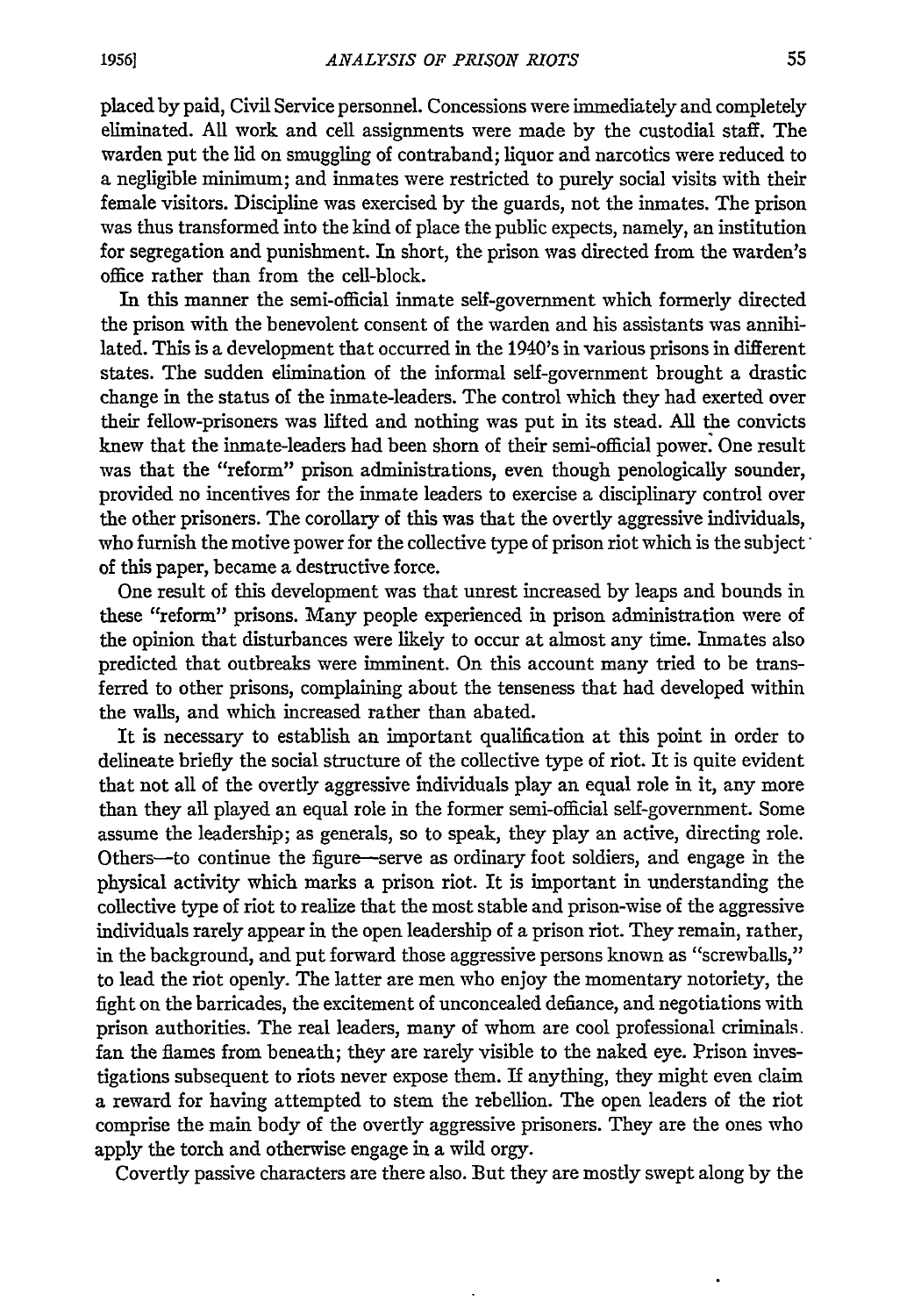placed by paid, Civil Service personnel. Concessions were immediately and completely eliminated. All work and cell assignments were made by the custodial staff. The warden put the lid on smuggling of contraband; liquor and narcotics were reduced to a negligible minimum; and inmates were restricted to purely social visits with their female visitors. Discipline was exercised by the guards, not the inmates. The prison was thus transformed into the kind of place the public expects, namely, an institution for segregation and punishment. In short, the prison was directed from the warden's office rather than from the cell-block.

In this manner the semi-official inmate self-government which formerly directed the prison with the benevolent consent of the warden and his assistants was annihilated. This is a development that occurred in the 1940's in various prisons in different states. The sudden elimination of the informal self-government brought a drastic change in the status of the inmate-leaders. The control which they had exerted over their fellow-prisoners was lifted and nothing was put in its stead. All the convicts knew that the inmate-leaders had been shorn of their semi-official power. One result was that the "reform" prison administrations, even though penologically sounder, provided no incentives for the inmate leaders to exercise a disciplinary control over the other prisoners. The corollary of this was that the overtly aggressive individuals, who furnish the motive power for the collective type of prison riot which is the subject of this paper, became a destructive force.

One result of this development was that unrest increased by leaps and bounds in these "reform" prisons. Many people experienced in prison administration were of the opinion that disturbances were likely to occur at almost any time. Inmates also predicted that outbreaks were imminent. On this account many tried to be transferred to other prisons, complaining about the tenseness that had developed within the walls, and which increased rather than abated.

It is necessary to establish an important qualification at this point in order to delineate briefly the social structure of the collective type of riot. It is quite evident that not all of the overtly aggressive individuals play an equal role in it, any more than they all played an equal role in the former semi-official self-government. Some assume the leadership; as generals, so to speak, they play an active, directing role. Others—to continue the figure—serve as ordinary foot soldiers, and engage in the physical activity which marks a prison riot. It is important in understanding the collective type of riot to realize that the most stable and prison-wise of the aggressive individuals rarely appear in the open leadership of a prison riot. They remain, rather, in the background, and put forward those aggressive persons known as "screwballs," to lead the riot openly. The latter are men who enjoy the momentary notoriety, the fight on the barricades, the excitement of unconcealed defiance, and negotiations with prison authorities. The real leaders, many of whom are cool professional criminals, fan the flames from beneath; they are rarely visible to the naked eye. Prison investigations subsequent to riots never expose them. If anything, they might even claim a reward for having attempted to stem the rebellion. The open leaders of the riot comprise the main body of the overtly aggressive prisoners. They are the ones who apply the torch and otherwise engage in a wild orgy.

Covertly passive characters are there also. But they are mostly swept along by the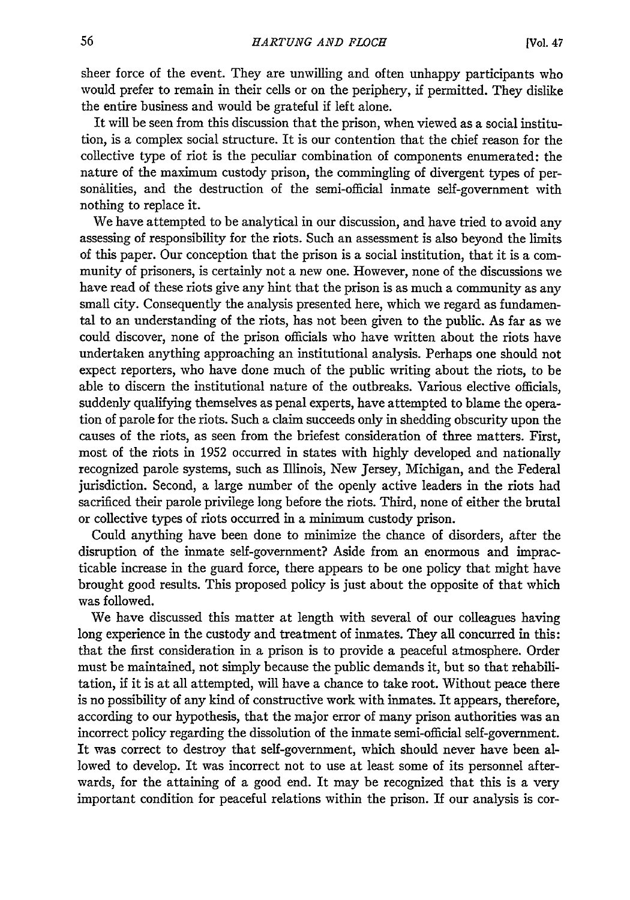sheer force of the event. They are unwilling and often unhappy participants who would prefer to remain in their cells or on the periphery, if permitted. They dislike the entire business and would be grateful if left alone.

It will be seen from this discussion that the prison, when viewed as a social institution, is a complex social structure. It is our contention that the chief reason for the collective type of riot is the peculiar combination of components enumerated: the nature of the maximum custody prison, the commingling of divergent types of personalities, and the destruction of the semi-official inmate self-government with nothing to replace it.

We have attempted to be analytical in our discussion, and have tried to avoid any assessing of responsibility for the riots. Such an assessment is also beyond the limits of this paper. Our conception that the prison is a social institution, that it is a community of prisoners, is certainly not a new one. However, none of the discussions we have read of these riots give any hint that the prison is as much a community as any small city. Consequently the analysis presented here, which we regard as fundamental to an understanding of the riots, has not been given to the public. As far as we could discover, none of the prison officials who have written about the riots have undertaken anything approaching an institutional analysis. Perhaps one should not expect reporters, who have done much of the public writing about the riots, to be able to discern the institutional nature of the outbreaks. Various elective officials, suddenly qualifying themselves as penal experts, have attempted to blame the operation of parole for the riots. Such a claim succeeds only in shedding obscurity upon the causes of the riots, as seen from the briefest consideration of three matters. First, most of the riots in 1952 occurred in states with highly developed and nationally recognized parole systems, such as Illinois, New Jersey, Michigan, and the Federal jurisdiction. Second, a large number of the openly active leaders in the riots had sacrificed their parole privilege long before the riots. Third, none of either the brutal or collective types of riots occurred in a minimum custody prison.

Could anything have been done to minimize the chance of disorders, after the disruption of the inmate self-government? Aside from an enormous and impracticable increase in the guard force, there appears to be one policy that might have brought good results. This proposed policy is just about the opposite of that which was followed.

We have discussed this matter at length with several of our colleagues having long experience in the custody and treatment of inmates. They all concurred in this: that the first consideration in a prison is to provide a peaceful atmosphere. Order must be maintained, not simply because the public demands it, but so that rehabilitation, if it is at all attempted, will have a chance to take root. Without peace there is no possibility of any kind of constructive work with inmates. It appears, therefore, according to our hypothesis, that the major error of many prison authorities was an incorrect policy regarding the dissolution of the inmate semi-official self-government. It was correct to destroy that self-government, which should never have been allowed to develop. It was incorrect not to use at least some of its personnel afterwards, for the attaining of a good end. It may be recognized that this is a very important condition for peaceful relations within the prison. If our analysis is cor-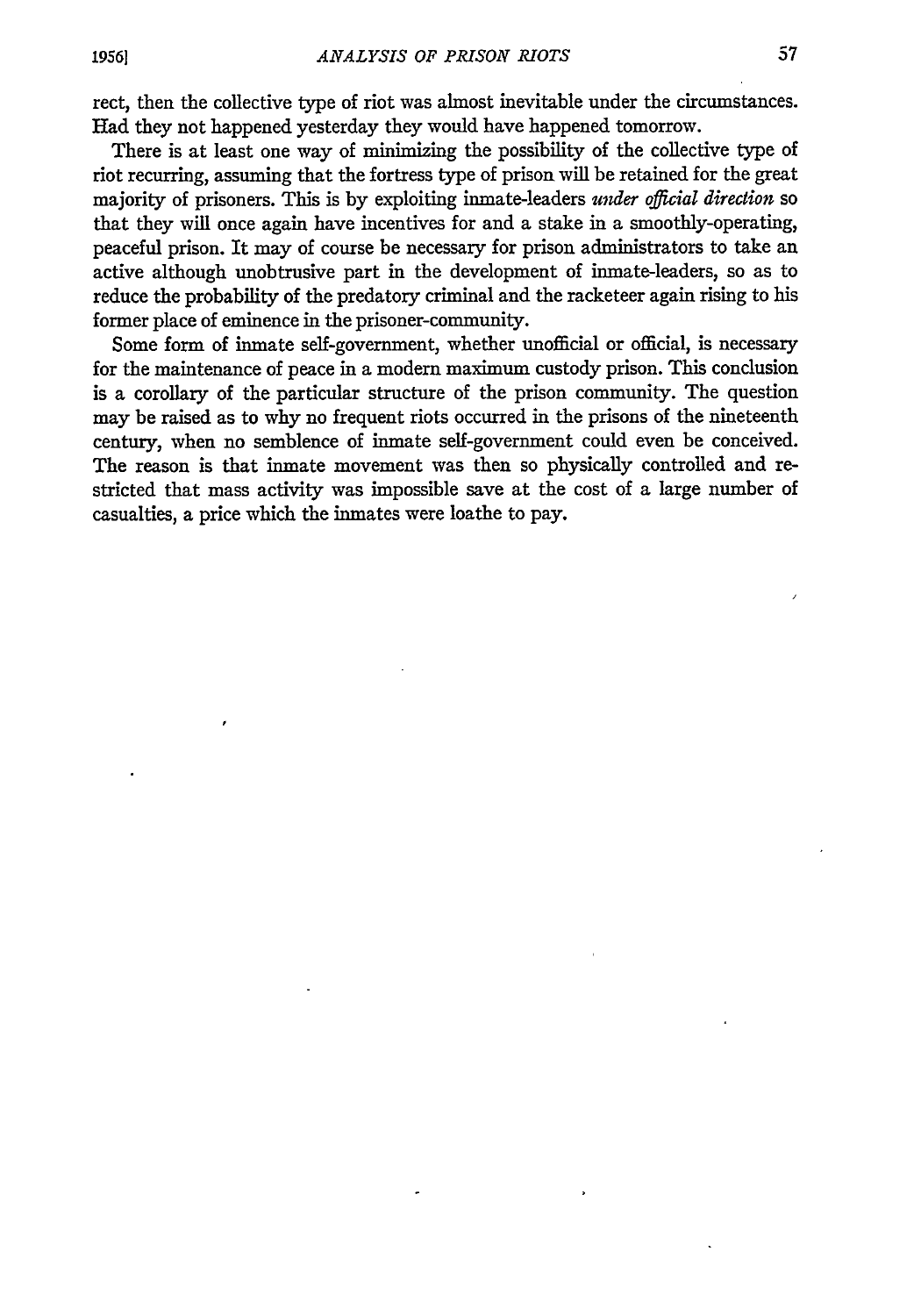rect, then the collective type of riot was almost inevitable under the circumstances. Had they not happened yesterday they would have happened tomorrow.

There is at least one way of minimizing the possibility of the collective type of riot recurring, assuming that the fortress type of prison will be retained for the great majority of prisoners. This is by exploiting inmate-leaders *under official direction* so that they will once again have incentives for and a stake in a smoothly-operating, peaceful prison. It may of course be necessary for prison administrators to take an active although unobtrusive part in the development of inmate-leaders, so as to reduce the probability of the predatory criminal and the racketeer again rising to his former place of eminence in the prisoner-community.

Some form of inmate self-government, whether unofficial or official, is necessary for the maintenance of peace in a modern maximum custody prison. This conclusion is a corollary of the particular structure of the prison community. The question may be raised as to why no frequent riots occurred in the prisons of the nineteenth century, when no semblence of inmate self-government could even be conceived. The reason is that inmate movement was then so physically controlled and restricted that mass activity was impossible save at the cost of a large number of casualties, a price which the inmates were loathe to pay.